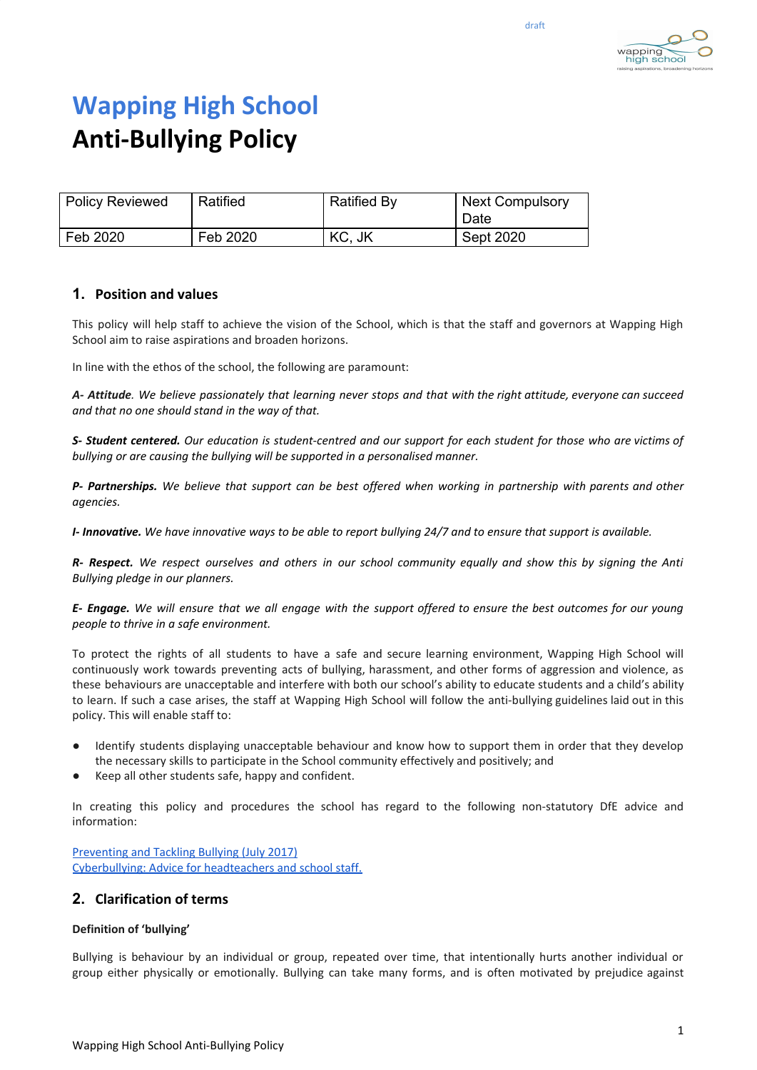draft

# Wapping High School
# Anti-Bullying Policy

| Policy Reviewed | Ratified | Ratified By | Next Compulsory Date |
|---|---|---|---|
| Feb 2020 | Feb 2020 | KC, JK | Sept 2020 |

## 1. Position and values

This policy will help staff to achieve the vision of the School, which is that the staff and governors at Wapping High School aim to raise aspirations and broaden horizons.

In line with the ethos of the school, the following are paramount:

***A- Attitude****. We believe passionately that learning never stops and that with the right attitude, everyone can succeed and that no one should stand in the way of that.*

***S- Student centered.*** *Our education is student-centred and our support for each student for those who are victims of bullying or are causing the bullying will be supported in a personalised manner.*

***P- Partnerships.*** *We believe that support can be best offered when working in partnership with parents and other agencies.*

***I- Innovative.*** *We have innovative ways to be able to report bullying 24/7 and to ensure that support is available.*

***R- Respect.*** *We respect ourselves and others in our school community equally and show this by signing the Anti Bullying pledge in our planners.*

***E- Engage.*** *We will ensure that we all engage with the support offered to ensure the best outcomes for our young people to thrive in a safe environment.*

To protect the rights of all students to have a safe and secure learning environment, Wapping High School will continuously work towards preventing acts of bullying, harassment, and other forms of aggression and violence, as these behaviours are unacceptable and interfere with both our school's ability to educate students and a child's ability to learn. If such a case arises, the staff at Wapping High School will follow the anti-bullying guidelines laid out in this policy. This will enable staff to:

- Identify students displaying unacceptable behaviour and know how to support them in order that they develop the necessary skills to participate in the School community effectively and positively; and
- Keep all other students safe, happy and confident.

In creating this policy and procedures the school has regard to the following non-statutory DfE advice and information:

[Preventing and Tackling Bullying (July 2017)](#)
[Cyberbullying: Advice for headteachers and school staff.](#)

## 2. Clarification of terms

**Definition of 'bullying'**

Bullying is behaviour by an individual or group, repeated over time, that intentionally hurts another individual or group either physically or emotionally. Bullying can take many forms, and is often motivated by prejudice against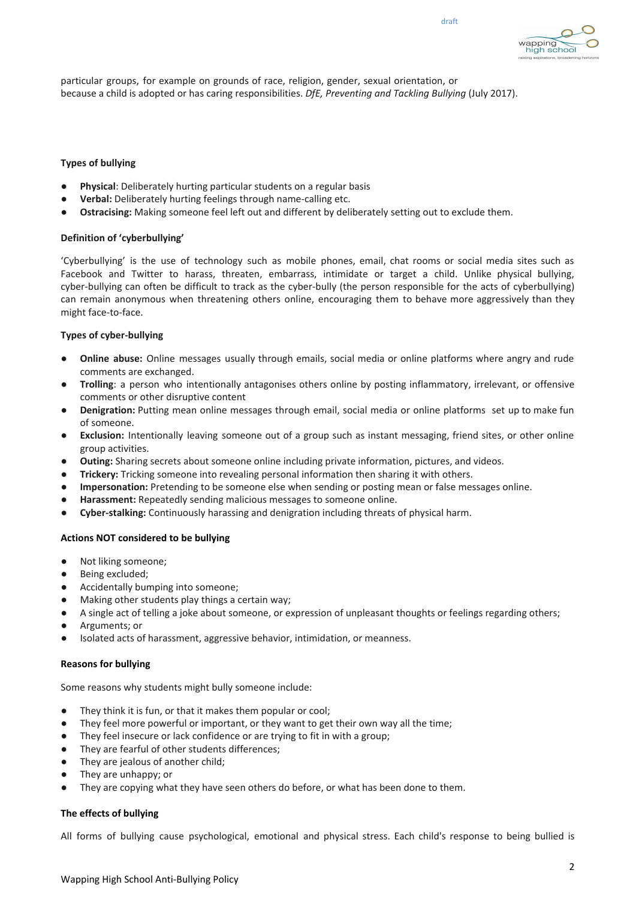particular groups, for example on grounds of race, religion, gender, sexual orientation, or because a child is adopted or has caring responsibilities. *DfE, Preventing and Tackling Bullying* (July 2017).

**Types of bullying**

- **Physical**: Deliberately hurting particular students on a regular basis
- **Verbal:** Deliberately hurting feelings through name-calling etc.
- **Ostracising:** Making someone feel left out and different by deliberately setting out to exclude them.

**Definition of 'cyberbullying'**

'Cyberbullying' is the use of technology such as mobile phones, email, chat rooms or social media sites such as Facebook and Twitter to harass, threaten, embarrass, intimidate or target a child. Unlike physical bullying, cyber-bullying can often be difficult to track as the cyber-bully (the person responsible for the acts of cyberbullying) can remain anonymous when threatening others online, encouraging them to behave more aggressively than they might face-to-face.

**Types of cyber-bullying**

- **Online abuse:** Online messages usually through emails, social media or online platforms where angry and rude comments are exchanged.
- **Trolling**: a person who intentionally antagonises others online by posting inflammatory, irrelevant, or offensive comments or other disruptive content
- **Denigration:** Putting mean online messages through email, social media or online platforms set up to make fun of someone.
- **Exclusion:** Intentionally leaving someone out of a group such as instant messaging, friend sites, or other online group activities.
- **Outing:** Sharing secrets about someone online including private information, pictures, and videos.
- **Trickery:** Tricking someone into revealing personal information then sharing it with others.
- **Impersonation:** Pretending to be someone else when sending or posting mean or false messages online.
- **Harassment:** Repeatedly sending malicious messages to someone online.
- **Cyber-stalking:** Continuously harassing and denigration including threats of physical harm.

**Actions NOT considered to be bullying**

- Not liking someone;
- Being excluded;
- Accidentally bumping into someone;
- Making other students play things a certain way;
- A single act of telling a joke about someone, or expression of unpleasant thoughts or feelings regarding others;
- Arguments; or
- Isolated acts of harassment, aggressive behavior, intimidation, or meanness.

**Reasons for bullying**

Some reasons why students might bully someone include:

- They think it is fun, or that it makes them popular or cool;
- They feel more powerful or important, or they want to get their own way all the time;
- They feel insecure or lack confidence or are trying to fit in with a group;
- They are fearful of other students differences;
- They are jealous of another child;
- They are unhappy; or
- They are copying what they have seen others do before, or what has been done to them.

**The effects of bullying**

All forms of bullying cause psychological, emotional and physical stress. Each child's response to being bullied is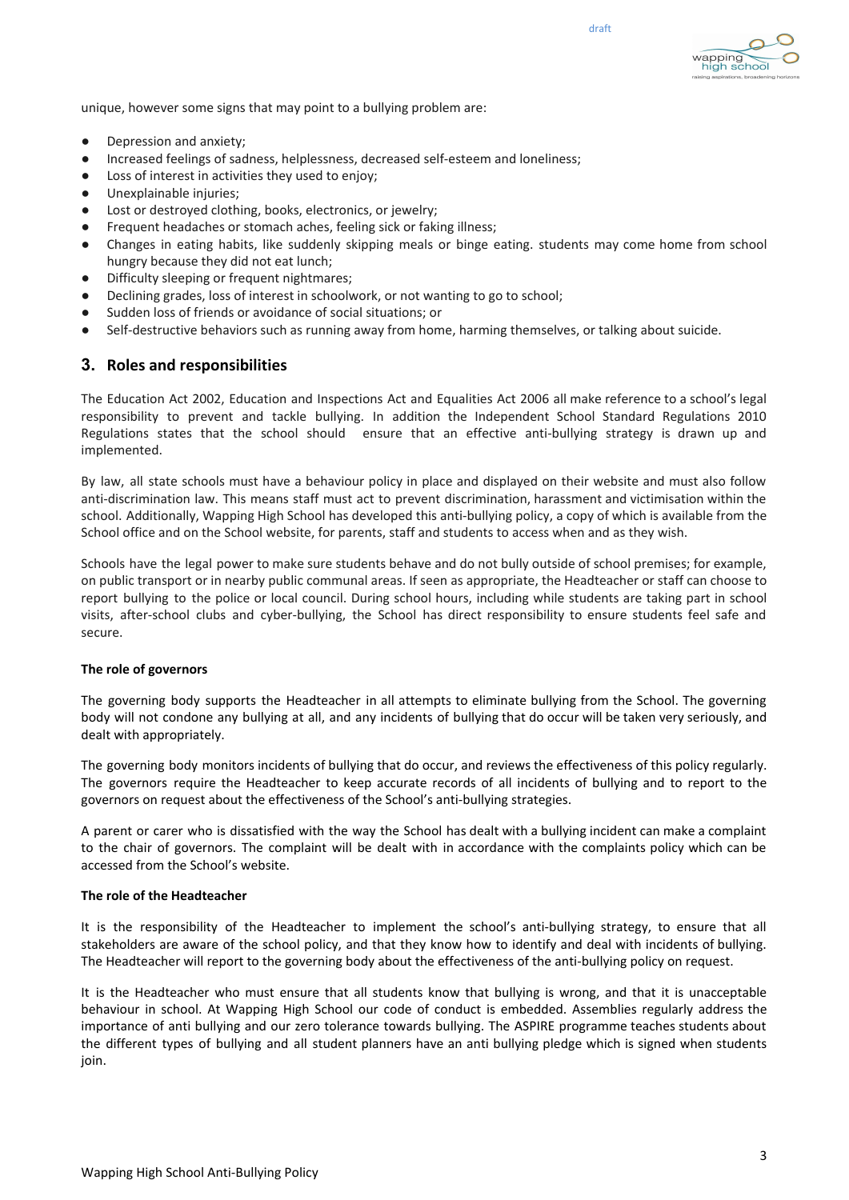unique, however some signs that may point to a bullying problem are:

- Depression and anxiety;
- Increased feelings of sadness, helplessness, decreased self-esteem and loneliness;
- Loss of interest in activities they used to enjoy;
- Unexplainable injuries;
- Lost or destroyed clothing, books, electronics, or jewelry;
- Frequent headaches or stomach aches, feeling sick or faking illness;
- Changes in eating habits, like suddenly skipping meals or binge eating. students may come home from school hungry because they did not eat lunch;
- Difficulty sleeping or frequent nightmares;
- Declining grades, loss of interest in schoolwork, or not wanting to go to school;
- Sudden loss of friends or avoidance of social situations; or
- Self-destructive behaviors such as running away from home, harming themselves, or talking about suicide.

## 3. Roles and responsibilities

The Education Act 2002, Education and Inspections Act and Equalities Act 2006 all make reference to a school's legal responsibility to prevent and tackle bullying. In addition the Independent School Standard Regulations 2010 Regulations states that the school should ensure that an effective anti-bullying strategy is drawn up and implemented.

By law, all state schools must have a behaviour policy in place and displayed on their website and must also follow anti-discrimination law. This means staff must act to prevent discrimination, harassment and victimisation within the school. Additionally, Wapping High School has developed this anti-bullying policy, a copy of which is available from the School office and on the School website, for parents, staff and students to access when and as they wish.

Schools have the legal power to make sure students behave and do not bully outside of school premises; for example, on public transport or in nearby public communal areas. If seen as appropriate, the Headteacher or staff can choose to report bullying to the police or local council. During school hours, including while students are taking part in school visits, after-school clubs and cyber-bullying, the School has direct responsibility to ensure students feel safe and secure.

**The role of governors**

The governing body supports the Headteacher in all attempts to eliminate bullying from the School. The governing body will not condone any bullying at all, and any incidents of bullying that do occur will be taken very seriously, and dealt with appropriately.

The governing body monitors incidents of bullying that do occur, and reviews the effectiveness of this policy regularly. The governors require the Headteacher to keep accurate records of all incidents of bullying and to report to the governors on request about the effectiveness of the School's anti-bullying strategies.

A parent or carer who is dissatisfied with the way the School has dealt with a bullying incident can make a complaint to the chair of governors. The complaint will be dealt with in accordance with the complaints policy which can be accessed from the School's website.

**The role of the Headteacher**

It is the responsibility of the Headteacher to implement the school's anti-bullying strategy, to ensure that all stakeholders are aware of the school policy, and that they know how to identify and deal with incidents of bullying. The Headteacher will report to the governing body about the effectiveness of the anti-bullying policy on request.

It is the Headteacher who must ensure that all students know that bullying is wrong, and that it is unacceptable behaviour in school. At Wapping High School our code of conduct is embedded. Assemblies regularly address the importance of anti bullying and our zero tolerance towards bullying. The ASPIRE programme teaches students about the different types of bullying and all student planners have an anti bullying pledge which is signed when students join.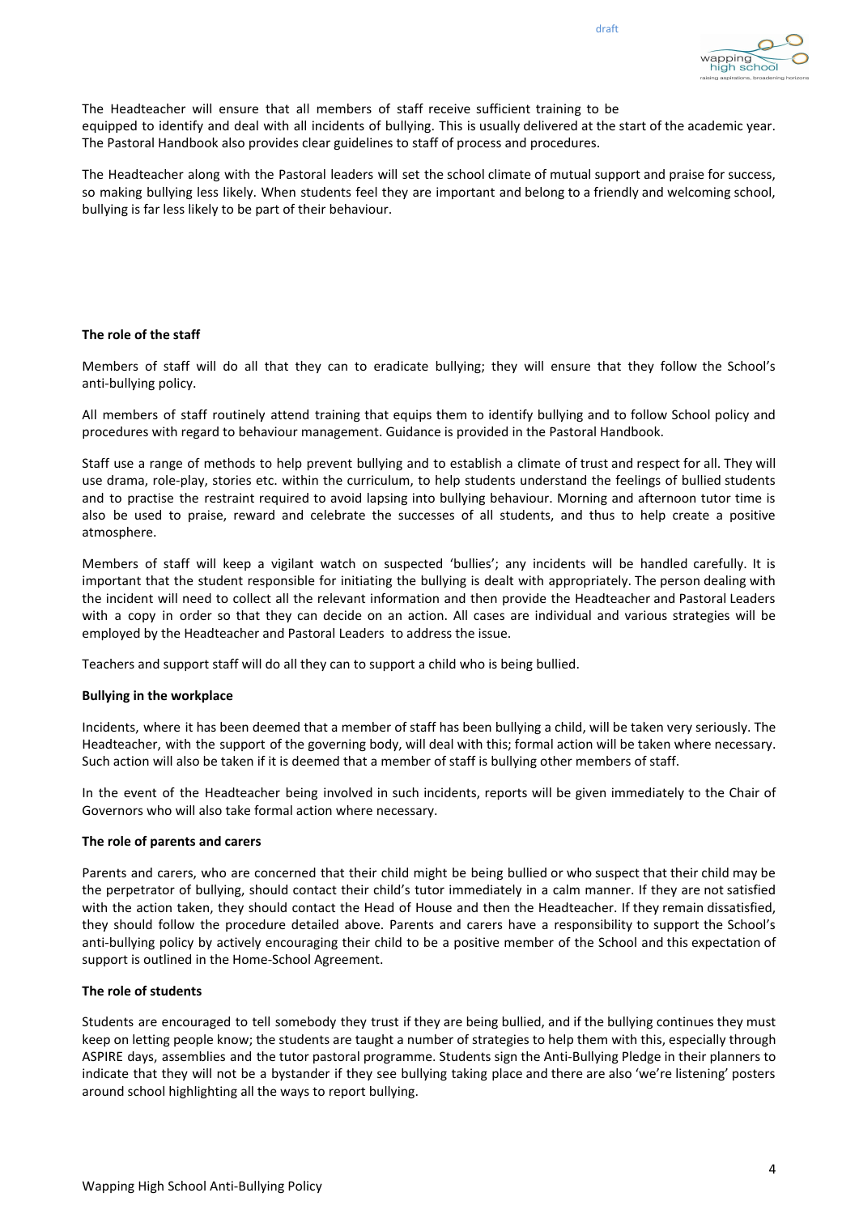The Headteacher will ensure that all members of staff receive sufficient training to be equipped to identify and deal with all incidents of bullying. This is usually delivered at the start of the academic year. The Pastoral Handbook also provides clear guidelines to staff of process and procedures.

The Headteacher along with the Pastoral leaders will set the school climate of mutual support and praise for success, so making bullying less likely. When students feel they are important and belong to a friendly and welcoming school, bullying is far less likely to be part of their behaviour.

**The role of the staff**

Members of staff will do all that they can to eradicate bullying; they will ensure that they follow the School's anti-bullying policy.

All members of staff routinely attend training that equips them to identify bullying and to follow School policy and procedures with regard to behaviour management. Guidance is provided in the Pastoral Handbook.

Staff use a range of methods to help prevent bullying and to establish a climate of trust and respect for all. They will use drama, role-play, stories etc. within the curriculum, to help students understand the feelings of bullied students and to practise the restraint required to avoid lapsing into bullying behaviour. Morning and afternoon tutor time is also be used to praise, reward and celebrate the successes of all students, and thus to help create a positive atmosphere.

Members of staff will keep a vigilant watch on suspected 'bullies'; any incidents will be handled carefully. It is important that the student responsible for initiating the bullying is dealt with appropriately. The person dealing with the incident will need to collect all the relevant information and then provide the Headteacher and Pastoral Leaders with a copy in order so that they can decide on an action. All cases are individual and various strategies will be employed by the Headteacher and Pastoral Leaders to address the issue.

Teachers and support staff will do all they can to support a child who is being bullied.

**Bullying in the workplace**

Incidents, where it has been deemed that a member of staff has been bullying a child, will be taken very seriously. The Headteacher, with the support of the governing body, will deal with this; formal action will be taken where necessary. Such action will also be taken if it is deemed that a member of staff is bullying other members of staff.

In the event of the Headteacher being involved in such incidents, reports will be given immediately to the Chair of Governors who will also take formal action where necessary.

**The role of parents and carers**

Parents and carers, who are concerned that their child might be being bullied or who suspect that their child may be the perpetrator of bullying, should contact their child's tutor immediately in a calm manner. If they are not satisfied with the action taken, they should contact the Head of House and then the Headteacher. If they remain dissatisfied, they should follow the procedure detailed above. Parents and carers have a responsibility to support the School's anti-bullying policy by actively encouraging their child to be a positive member of the School and this expectation of support is outlined in the Home-School Agreement.

**The role of students**

Students are encouraged to tell somebody they trust if they are being bullied, and if the bullying continues they must keep on letting people know; the students are taught a number of strategies to help them with this, especially through ASPIRE days, assemblies and the tutor pastoral programme. Students sign the Anti-Bullying Pledge in their planners to indicate that they will not be a bystander if they see bullying taking place and there are also 'we're listening' posters around school highlighting all the ways to report bullying.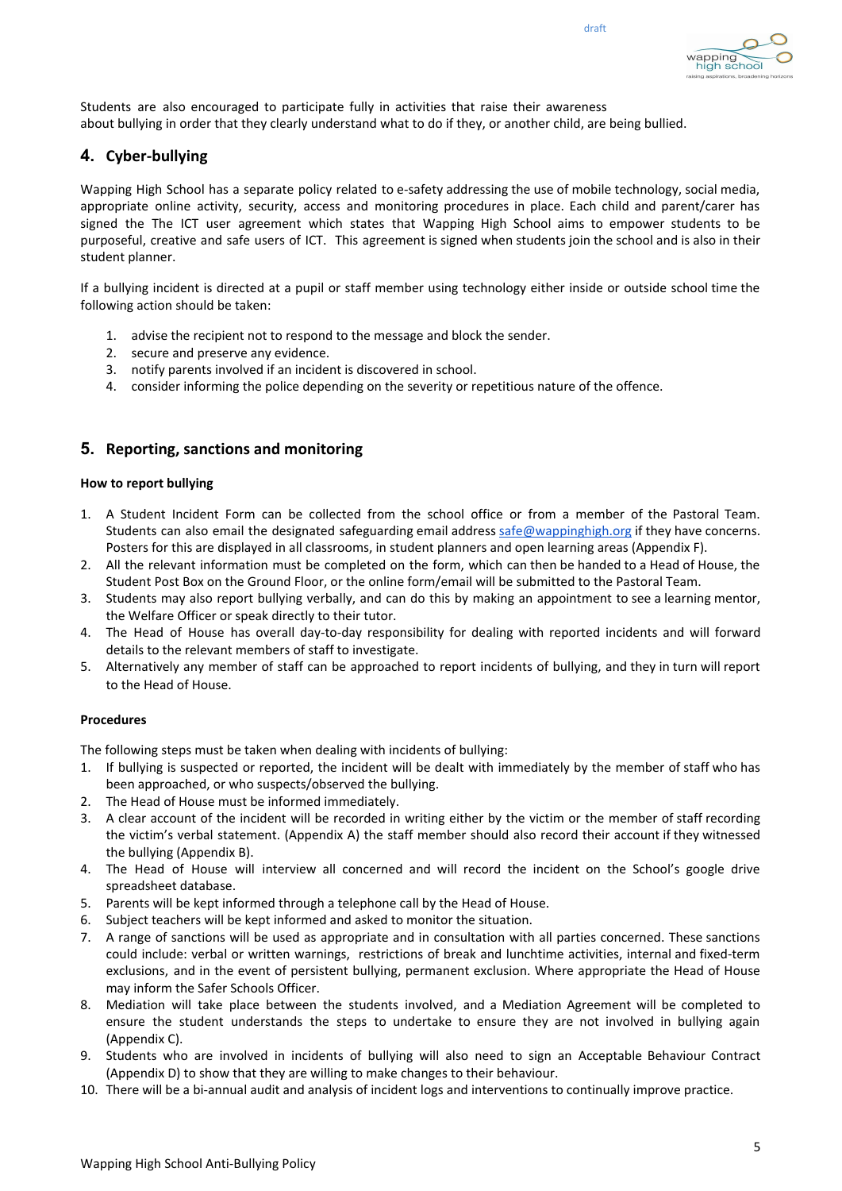Students are also encouraged to participate fully in activities that raise their awareness about bullying in order that they clearly understand what to do if they, or another child, are being bullied.

## 4. Cyber-bullying

Wapping High School has a separate policy related to e-safety addressing the use of mobile technology, social media, appropriate online activity, security, access and monitoring procedures in place. Each child and parent/carer has signed the The ICT user agreement which states that Wapping High School aims to empower students to be purposeful, creative and safe users of ICT. This agreement is signed when students join the school and is also in their student planner.

If a bullying incident is directed at a pupil or staff member using technology either inside or outside school time the following action should be taken:

1. advise the recipient not to respond to the message and block the sender.
2. secure and preserve any evidence.
3. notify parents involved if an incident is discovered in school.
4. consider informing the police depending on the severity or repetitious nature of the offence.

## 5. Reporting, sanctions and monitoring

**How to report bullying**

1. A Student Incident Form can be collected from the school office or from a member of the Pastoral Team. Students can also email the designated safeguarding email address safe@wappinghigh.org if they have concerns. Posters for this are displayed in all classrooms, in student planners and open learning areas (Appendix F).
2. All the relevant information must be completed on the form, which can then be handed to a Head of House, the Student Post Box on the Ground Floor, or the online form/email will be submitted to the Pastoral Team.
3. Students may also report bullying verbally, and can do this by making an appointment to see a learning mentor, the Welfare Officer or speak directly to their tutor.
4. The Head of House has overall day-to-day responsibility for dealing with reported incidents and will forward details to the relevant members of staff to investigate.
5. Alternatively any member of staff can be approached to report incidents of bullying, and they in turn will report to the Head of House.

**Procedures**

The following steps must be taken when dealing with incidents of bullying:

1. If bullying is suspected or reported, the incident will be dealt with immediately by the member of staff who has been approached, or who suspects/observed the bullying.
2. The Head of House must be informed immediately.
3. A clear account of the incident will be recorded in writing either by the victim or the member of staff recording the victim's verbal statement. (Appendix A) the staff member should also record their account if they witnessed the bullying (Appendix B).
4. The Head of House will interview all concerned and will record the incident on the School's google drive spreadsheet database.
5. Parents will be kept informed through a telephone call by the Head of House.
6. Subject teachers will be kept informed and asked to monitor the situation.
7. A range of sanctions will be used as appropriate and in consultation with all parties concerned. These sanctions could include: verbal or written warnings, restrictions of break and lunchtime activities, internal and fixed-term exclusions, and in the event of persistent bullying, permanent exclusion. Where appropriate the Head of House may inform the Safer Schools Officer.
8. Mediation will take place between the students involved, and a Mediation Agreement will be completed to ensure the student understands the steps to undertake to ensure they are not involved in bullying again (Appendix C).
9. Students who are involved in incidents of bullying will also need to sign an Acceptable Behaviour Contract (Appendix D) to show that they are willing to make changes to their behaviour.
10. There will be a bi-annual audit and analysis of incident logs and interventions to continually improve practice.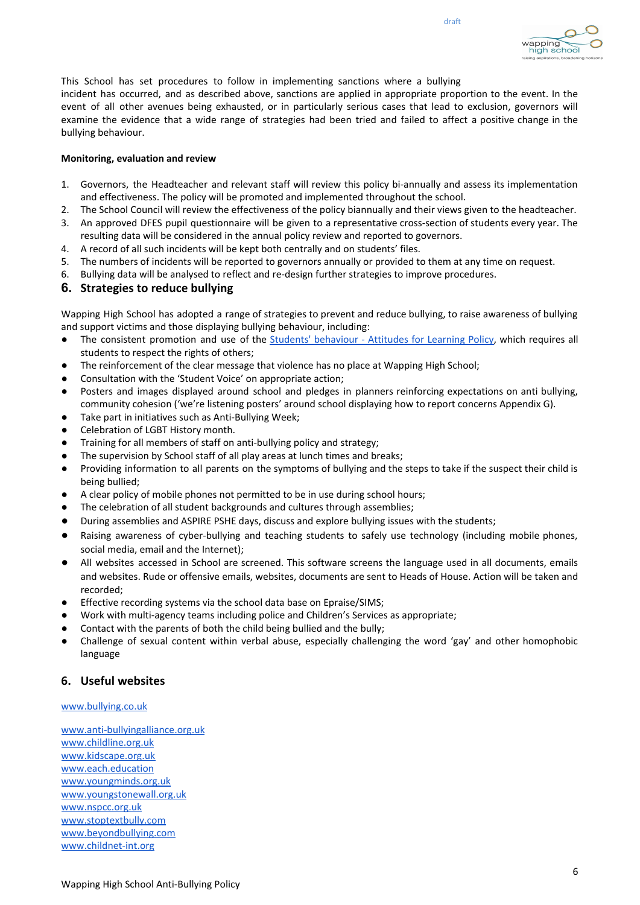This School has set procedures to follow in implementing sanctions where a bullying incident has occurred, and as described above, sanctions are applied in appropriate proportion to the event. In the event of all other avenues being exhausted, or in particularly serious cases that lead to exclusion, governors will examine the evidence that a wide range of strategies had been tried and failed to affect a positive change in the bullying behaviour.

**Monitoring, evaluation and review**

1. Governors, the Headteacher and relevant staff will review this policy bi-annually and assess its implementation and effectiveness. The policy will be promoted and implemented throughout the school.
2. The School Council will review the effectiveness of the policy biannually and their views given to the headteacher.
3. An approved DFES pupil questionnaire will be given to a representative cross-section of students every year. The resulting data will be considered in the annual policy review and reported to governors.
4. A record of all such incidents will be kept both centrally and on students' files.
5. The numbers of incidents will be reported to governors annually or provided to them at any time on request.
6. Bullying data will be analysed to reflect and re-design further strategies to improve procedures.

## 6. Strategies to reduce bullying

Wapping High School has adopted a range of strategies to prevent and reduce bullying, to raise awareness of bullying and support victims and those displaying bullying behaviour, including:

- The consistent promotion and use of the [Students' behaviour - Attitudes for Learning Policy](), which requires all students to respect the rights of others;
- The reinforcement of the clear message that violence has no place at Wapping High School;
- Consultation with the 'Student Voice' on appropriate action;
- Posters and images displayed around school and pledges in planners reinforcing expectations on anti bullying, community cohesion ('we're listening posters' around school displaying how to report concerns Appendix G).
- Take part in initiatives such as Anti-Bullying Week;
- Celebration of LGBT History month.
- Training for all members of staff on anti-bullying policy and strategy;
- The supervision by School staff of all play areas at lunch times and breaks;
- Providing information to all parents on the symptoms of bullying and the steps to take if the suspect their child is being bullied;
- A clear policy of mobile phones not permitted to be in use during school hours;
- The celebration of all student backgrounds and cultures through assemblies;
- During assemblies and ASPIRE PSHE days, discuss and explore bullying issues with the students;
- Raising awareness of cyber-bullying and teaching students to safely use technology (including mobile phones, social media, email and the Internet);
- All websites accessed in School are screened. This software screens the language used in all documents, emails and websites. Rude or offensive emails, websites, documents are sent to Heads of House. Action will be taken and recorded;
- Effective recording systems via the school data base on Epraise/SIMS;
- Work with multi-agency teams including police and Children's Services as appropriate;
- Contact with the parents of both the child being bullied and the bully;
- Challenge of sexual content within verbal abuse, especially challenging the word 'gay' and other homophobic language

## 6. Useful websites

www.bullying.co.uk

www.anti-bullyingalliance.org.uk
www.childline.org.uk
www.kidscape.org.uk
www.each.education
www.youngminds.org.uk
www.youngstonewall.org.uk
www.nspcc.org.uk
www.stoptextbully.com
www.beyondbullying.com
www.childnet-int.org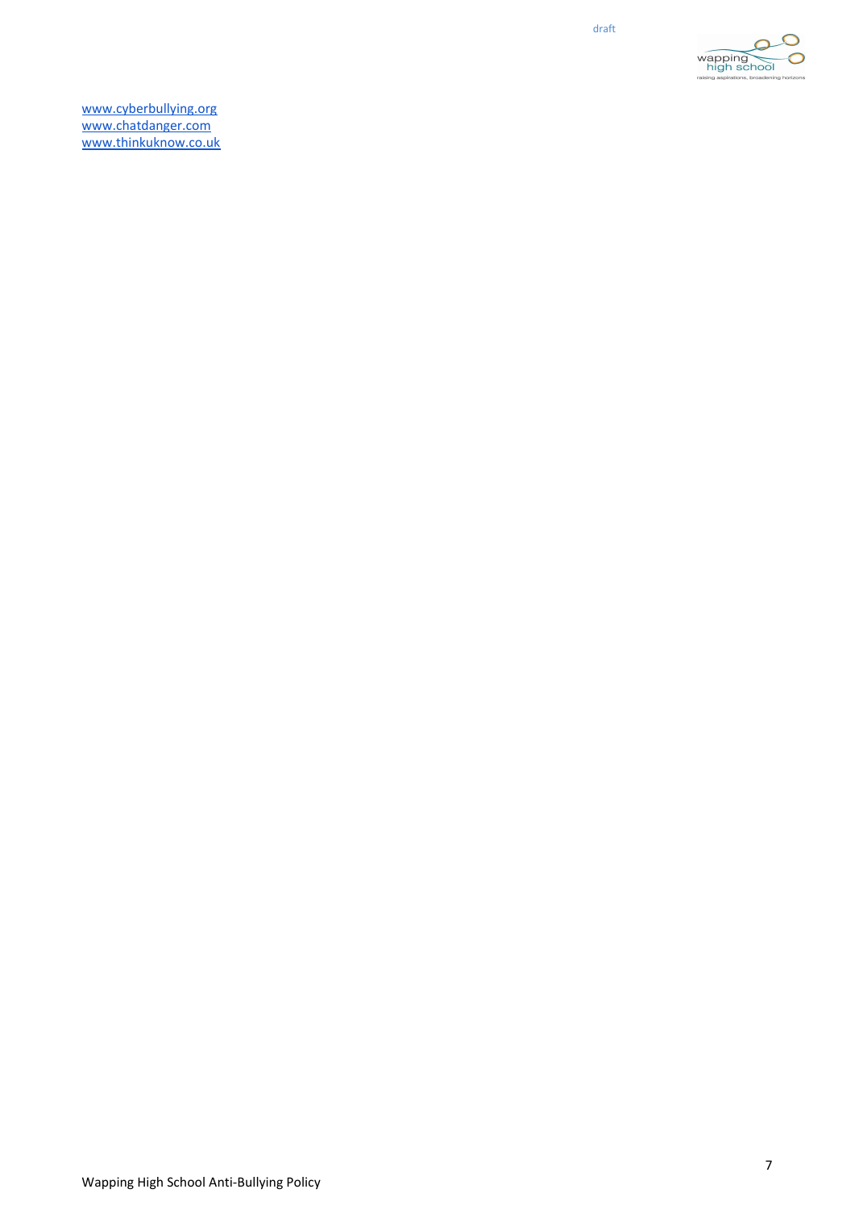[www.cyberbullying.org](http://www.cyberbullying.org)
[www.chatdanger.com](http://www.chatdanger.com)
[www.thinkuknow.co.uk](http://www.thinkuknow.co.uk)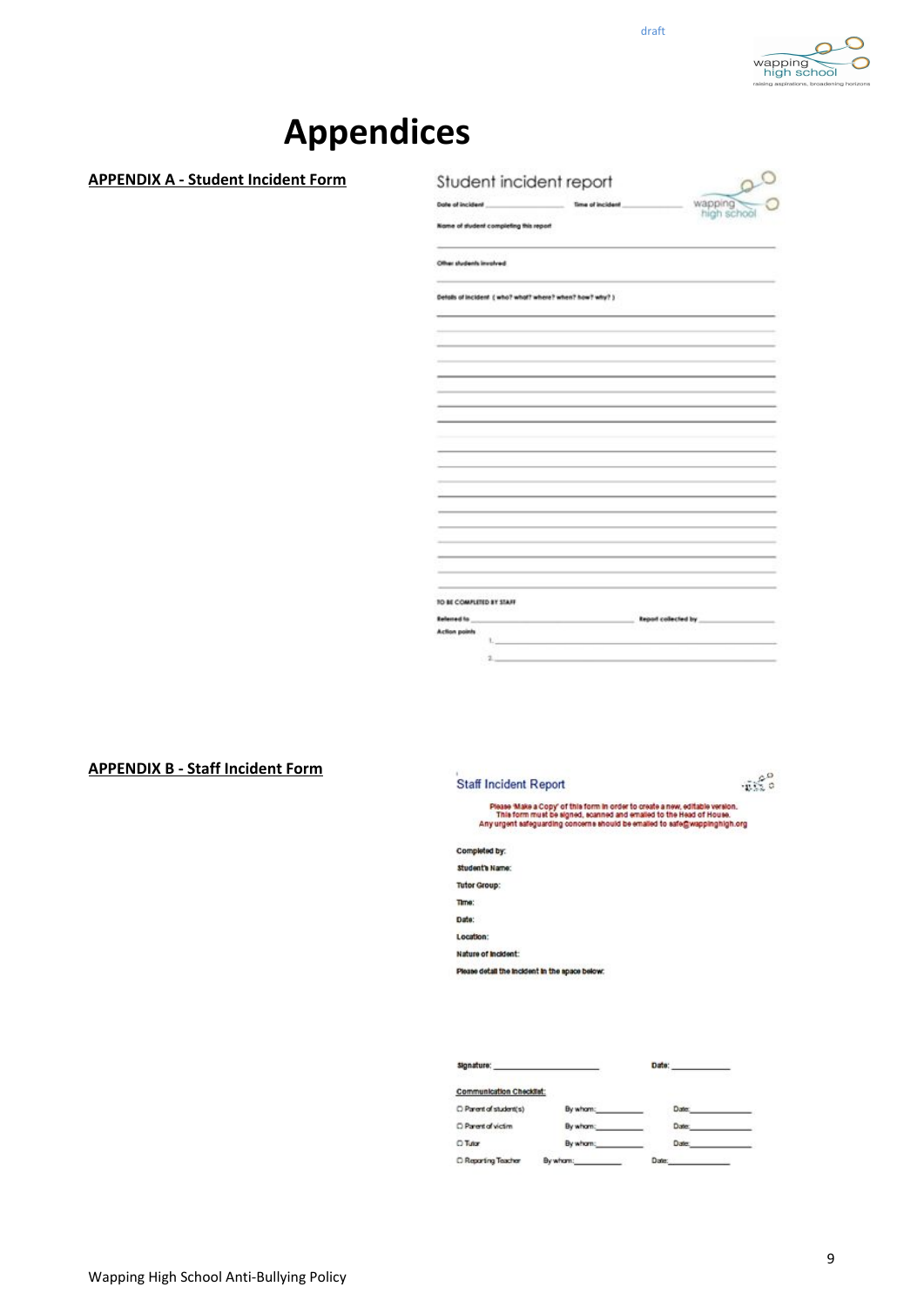# Appendices

**APPENDIX A - Student Incident Form**

## Student incident report

Date of incident ____________________ Time of incident ____________________

Name of student completing this report

______________________________________________

Other students involved

______________________________________________

Details of incident ( who? what? where? when? how? why? )

______________________________________________

______________________________________________

______________________________________________

______________________________________________

______________________________________________

______________________________________________

______________________________________________

______________________________________________

______________________________________________

______________________________________________

______________________________________________

______________________________________________

______________________________________________

______________________________________________

______________________________________________

______________________________________________

______________________________________________

______________________________________________

TO BE COMPLETED BY STAFF

Referred to ____________________ Report collected by ____________________

Action points

1. ____________________

2. ____________________

**APPENDIX B - Staff Incident Form**

## Staff Incident Report

Please 'Make a Copy' of this form in order to create a new, editable version.
This form must be signed, scanned and emailed to the Head of House.
Any urgent safeguarding concerns should be emailed to safe@wappinghigh.org

**Completed by:**

**Student's Name:**

**Tutor Group:**

**Time:**

**Date:**

**Location:**

**Nature of Incident:**

**Please detail the incident in the space below:**

**Signature:** ____________________ **Date:** ____________

**Communication Checklist:**

- ☐ Parent of student(s) By whom:__________ Date:__________
- ☐ Parent of victim By whom:__________ Date:__________
- ☐ Tutor By whom:__________ Date:__________
- ☐ Reporting Teacher By whom:__________ Date:__________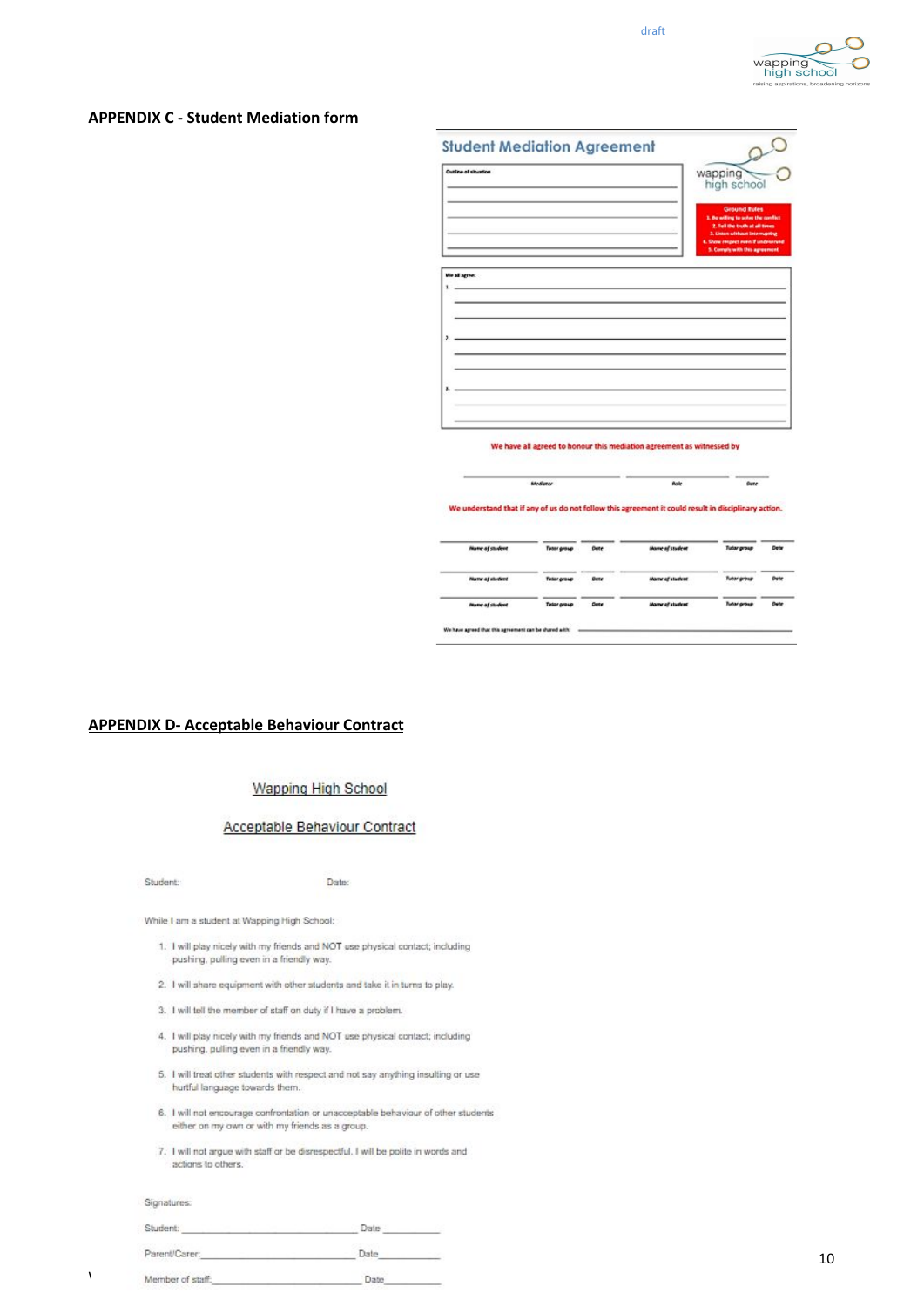## APPENDIX C - Student Mediation form

### Student Mediation Agreement

**Outline of situation**

\_\_\_\_\_\_\_\_\_\_\_\_\_\_\_\_\_\_\_\_\_\_\_\_\_\_\_\_\_\_\_\_

\_\_\_\_\_\_\_\_\_\_\_\_\_\_\_\_\_\_\_\_\_\_\_\_\_\_\_\_\_\_\_\_

\_\_\_\_\_\_\_\_\_\_\_\_\_\_\_\_\_\_\_\_\_\_\_\_\_\_\_\_\_\_\_\_

\_\_\_\_\_\_\_\_\_\_\_\_\_\_\_\_\_\_\_\_\_\_\_\_\_\_\_\_\_\_\_\_

**Ground Rules**

1. Be willing to solve the conflict
2. Tell the truth at all times
3. Listen without interrupting
4. Show respect even if underserved
5. Comply with this agreement

**We all agree:**

1. \_\_\_\_\_\_\_\_\_\_\_\_\_\_\_\_\_\_\_\_\_\_\_\_\_\_\_\_\_\_\_\_

2. \_\_\_\_\_\_\_\_\_\_\_\_\_\_\_\_\_\_\_\_\_\_\_\_\_\_\_\_\_\_\_\_

3. \_\_\_\_\_\_\_\_\_\_\_\_\_\_\_\_\_\_\_\_\_\_\_\_\_\_\_\_\_\_\_\_

We have all agreed to honour this mediation agreement as witnessed by

| Mediator | Role | Date |
|---|---|---|
| | | |

We understand that if any of us do not follow this agreement it could result in disciplinary action.

| Name of student | Tutor group | Date | Name of student | Tutor group | Date |
|---|---|---|---|---|---|
| | | | | | |
| | | | | | |
| | | | | | |

We have agreed that this agreement can be shared with: \_\_\_\_\_\_\_\_\_\_\_\_\_\_\_\_\_\_\_\_\_\_\_\_\_\_\_\_

## APPENDIX D- Acceptable Behaviour Contract

Wapping High School

Acceptable Behaviour Contract

Student: Date:

While I am a student at Wapping High School:

1. I will play nicely with my friends and NOT use physical contact; including pushing, pulling even in a friendly way.
2. I will share equipment with other students and take it in turns to play.
3. I will tell the member of staff on duty if I have a problem.
4. I will play nicely with my friends and NOT use physical contact; including pushing, pulling even in a friendly way.
5. I will treat other students with respect and not say anything insulting or use hurtful language towards them.
6. I will not encourage confrontation or unacceptable behaviour of other students either on my own or with my friends as a group.
7. I will not argue with staff or be disrespectful. I will be polite in words and actions to others.

Signatures:

Student: \_\_\_\_\_\_\_\_\_\_\_\_\_\_\_\_\_\_\_\_\_\_\_\_\_\_\_\_ Date \_\_\_\_\_\_\_\_\_\_

Parent/Carer: \_\_\_\_\_\_\_\_\_\_\_\_\_\_\_\_\_\_\_\_\_\_\_\_\_\_\_\_ Date \_\_\_\_\_\_\_\_\_\_

Member of staff: \_\_\_\_\_\_\_\_\_\_\_\_\_\_\_\_\_\_\_\_\_\_\_\_\_\_\_\_ Date \_\_\_\_\_\_\_\_\_\_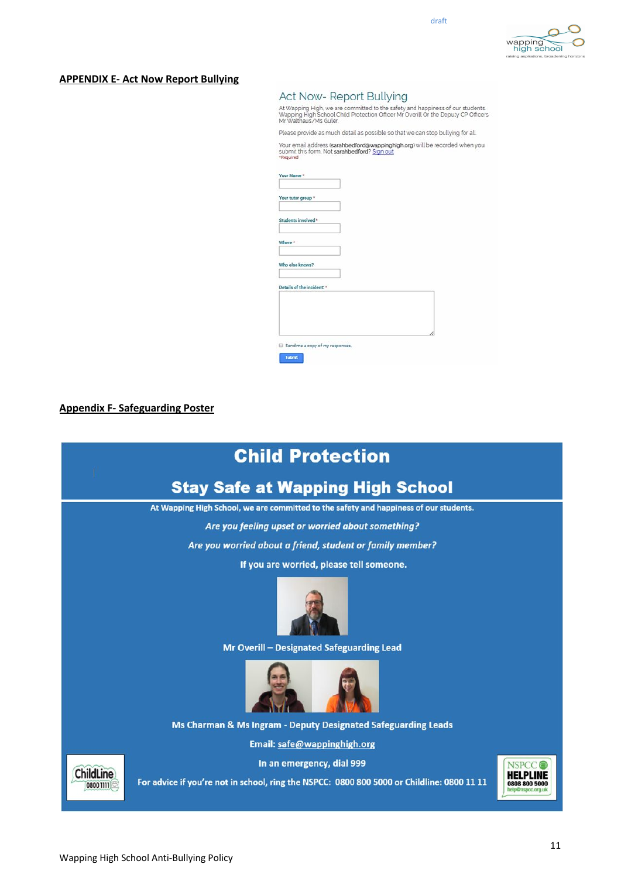## APPENDIX E- Act Now Report Bullying

### Act Now- Report Bullying

At Wapping High, we are committed to the safety and happiness of our students. Wapping High School Child Protection Officer Mr Overill Or the Deputy CP Officers Mr Walthaus/Ms Guler.

Please provide as much detail as possible so that we can stop bullying for all.

Your email address (sarahbedford@wappinghigh.org) will be recorded when you submit this form. Not sarahbedford? Sign out

*Required

Your Name *

Your tutor group *

Students involved *

Where *

Who else knows?

Details of the incident: *

Send me a copy of my responses.

Submit

## Appendix F- Safeguarding Poster

# Child Protection

## Stay Safe at Wapping High School

**At Wapping High School, we are committed to the safety and happiness of our students.**

***Are you feeling upset or worried about something?***

***Are you worried about a friend, student or family member?***

**If you are worried, please tell someone.**

**Mr Overill – Designated Safeguarding Lead**

**Ms Charman & Ms Ingram - Deputy Designated Safeguarding Leads**

**Email: safe@wappinghigh.org**

**In an emergency, dial 999**

**For advice if you're not in school, ring the NSPCC: 0800 800 5000 or Childline: 0800 11 11**

ChildLine 0800 1111

NSPCC HELPLINE 0808 800 5000 help@nspcc.org.uk